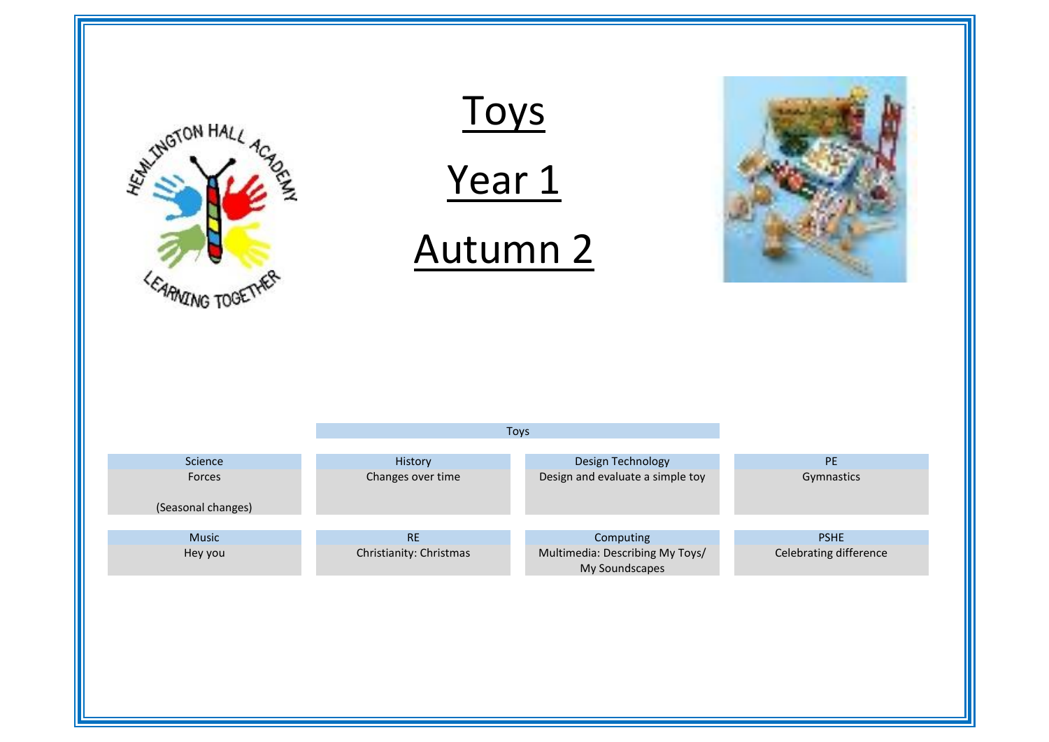# Toys

# Year 1

# Autumn 2

Toys

| Science | History | Design Technology | PE |
| --- | --- | --- | --- |
| Forces<br><br>(Seasonal changes) | Changes over time | Design and evaluate a simple toy | Gymnastics |

| Music | RE | Computing | PSHE |
| --- | --- | --- | --- |
| Hey you | Christianity: Christmas | Multimedia: Describing My Toys/ My Soundscapes | Celebrating difference |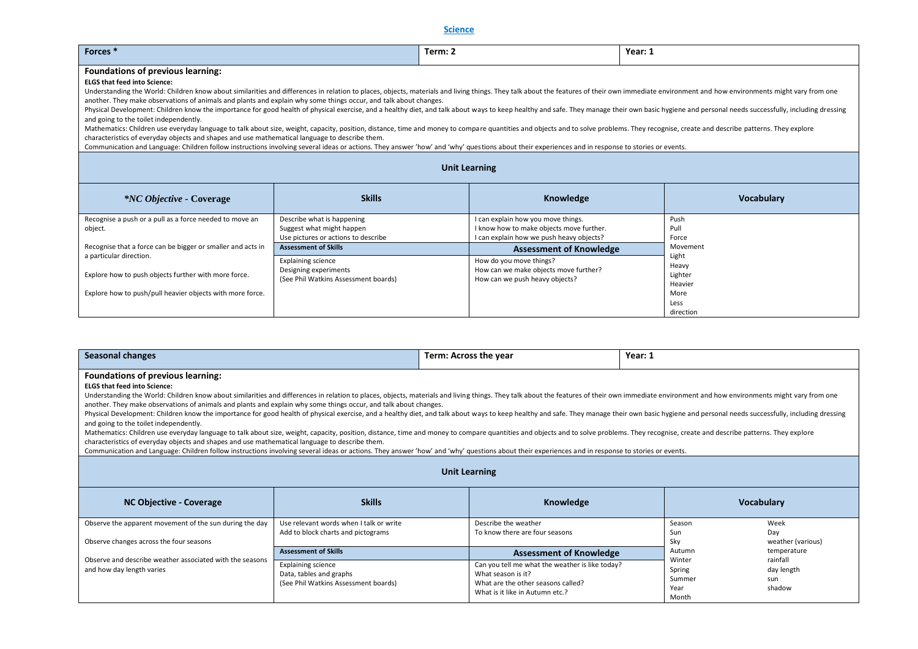# Science

| Forces * | Term: 2 | Year: 1 |
|---|---|---|

### Foundations of previous learning:

**ELGS that feed into Science:**

Understanding the World: Children know about similarities and differences in relation to places, objects, materials and living things. They talk about the features of their own immediate environment and how environments might vary from one another. They make observations of animals and plants and explain why some things occur, and talk about changes.

Physical Development: Children know the importance for good health of physical exercise, and a healthy diet, and talk about ways to keep healthy and safe. They manage their own basic hygiene and personal needs successfully, including dressing and going to the toilet independently.

Mathematics: Children use everyday language to talk about size, weight, capacity, position, distance, time and money to compare quantities and objects and to solve problems. They recognise, create and describe patterns. They explore characteristics of everyday objects and shapes and use mathematical language to describe them.

Communication and Language: Children follow instructions involving several ideas or actions. They answer 'how' and 'why' questions about their experiences and in response to stories or events.

### Unit Learning

| *\*NC Objective* - Coverage | Skills | Knowledge | Vocabulary |
|---|---|---|---|
| Recognise a push or a pull as a force needed to move an object.<br><br>Recognise that a force can be bigger or smaller and acts in a particular direction.<br><br>Explore how to push objects further with more force.<br><br>Explore how to push/pull heavier objects with more force. | Describe what is happening<br>Suggest what might happen<br>Use pictures or actions to describe<br>**Assessment of Skills**<br>Explaining science<br>Designing experiments<br>(See Phil Watkins Assessment boards) | I can explain how you move things.<br>I know how to make objects move further.<br>I can explain how we push heavy objects?<br>**Assessment of Knowledge**<br>How do you move things?<br>How can we make objects move further?<br>How can we push heavy objects? | Push<br>Pull<br>Force<br>Movement<br>Light<br>Heavy<br>Lighter<br>Heavier<br>More<br>Less<br>direction |

| Seasonal changes | Term: Across the year | Year: 1 |
|---|---|---|

### Foundations of previous learning:

**ELGS that feed into Science:**

Understanding the World: Children know about similarities and differences in relation to places, objects, materials and living things. They talk about the features of their own immediate environment and how environments might vary from one another. They make observations of animals and plants and explain why some things occur, and talk about changes.

Physical Development: Children know the importance for good health of physical exercise, and a healthy diet, and talk about ways to keep healthy and safe. They manage their own basic hygiene and personal needs successfully, including dressing and going to the toilet independently.

Mathematics: Children use everyday language to talk about size, weight, capacity, position, distance, time and money to compare quantities and objects and to solve problems. They recognise, create and describe patterns. They explore characteristics of everyday objects and shapes and use mathematical language to describe them.

Communication and Language: Children follow instructions involving several ideas or actions. They answer 'how' and 'why' questions about their experiences and in response to stories or events.

### Unit Learning

| NC Objective - Coverage | Skills | Knowledge | Vocabulary | |
|---|---|---|---|---|
| Observe the apparent movement of the sun during the day<br><br>Observe changes across the four seasons<br><br>Observe and describe weather associated with the seasons and how day length varies | Use relevant words when I talk or write<br>Add to block charts and pictograms<br>**Assessment of Skills**<br>Explaining science<br>Data, tables and graphs<br>(See Phil Watkins Assessment boards) | Describe the weather<br>To know there are four seasons<br>**Assessment of Knowledge**<br>Can you tell me what the weather is like today?<br>What season is it?<br>What are the other seasons called?<br>What is it like in Autumn etc.? | Season<br>Sun<br>Sky<br>Autumn<br>Winter<br>Spring<br>Summer<br>Year<br>Month | Week<br>Day<br>weather (various)<br>temperature<br>rainfall<br>day length<br>sun<br>shadow |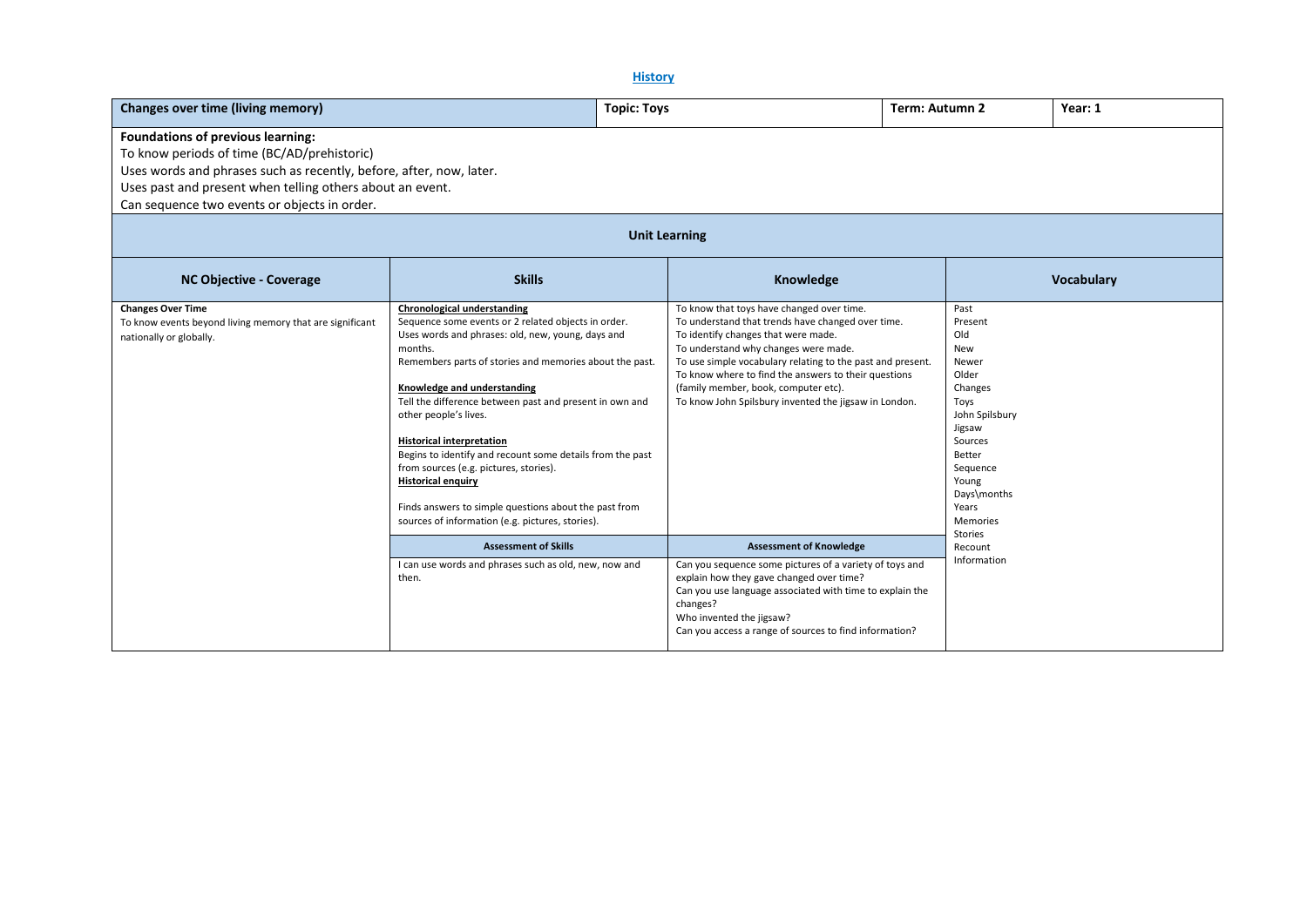## History

| Changes over time (living memory) | Topic: Toys | Term: Autumn 2 | Year: 1 |
|---|---|---|---|

**Foundations of previous learning:**
To know periods of time (BC/AD/prehistoric)
Uses words and phrases such as recently, before, after, now, later.
Uses past and present when telling others about an event.
Can sequence two events or objects in order.

### Unit Learning

| NC Objective - Coverage | Skills | Knowledge | Vocabulary |
|---|---|---|---|
| **Changes Over Time**<br>To know events beyond living memory that are significant nationally or globally. | **Chronological understanding**<br>Sequence some events or 2 related objects in order.<br>Uses words and phrases: old, new, young, days and months.<br>Remembers parts of stories and memories about the past.<br><br>**Knowledge and understanding**<br>Tell the difference between past and present in own and other people's lives.<br><br>**Historical interpretation**<br>Begins to identify and recount some details from the past from sources (e.g. pictures, stories).<br>**Historical enquiry**<br><br>Finds answers to simple questions about the past from sources of information (e.g. pictures, stories). | To know that toys have changed over time.<br>To understand that trends have changed over time.<br>To identify changes that were made.<br>To understand why changes were made.<br>To use simple vocabulary relating to the past and present.<br>To know where to find the answers to their questions (family member, book, computer etc).<br>To know John Spilsbury invented the jigsaw in London. | Past<br>Present<br>Old<br>New<br>Newer<br>Older<br>Changes<br>Toys<br>John Spilsbury<br>Jigsaw<br>Sources<br>Better<br>Sequence<br>Young<br>Days\months<br>Years<br>Memories<br>Stories<br>Recount<br>Information |
| | **Assessment of Skills** | **Assessment of Knowledge** | |
| | I can use words and phrases such as old, new, now and then. | Can you sequence some pictures of a variety of toys and explain how they gave changed over time?<br>Can you use language associated with time to explain the changes?<br>Who invented the jigsaw?<br>Can you access a range of sources to find information? | |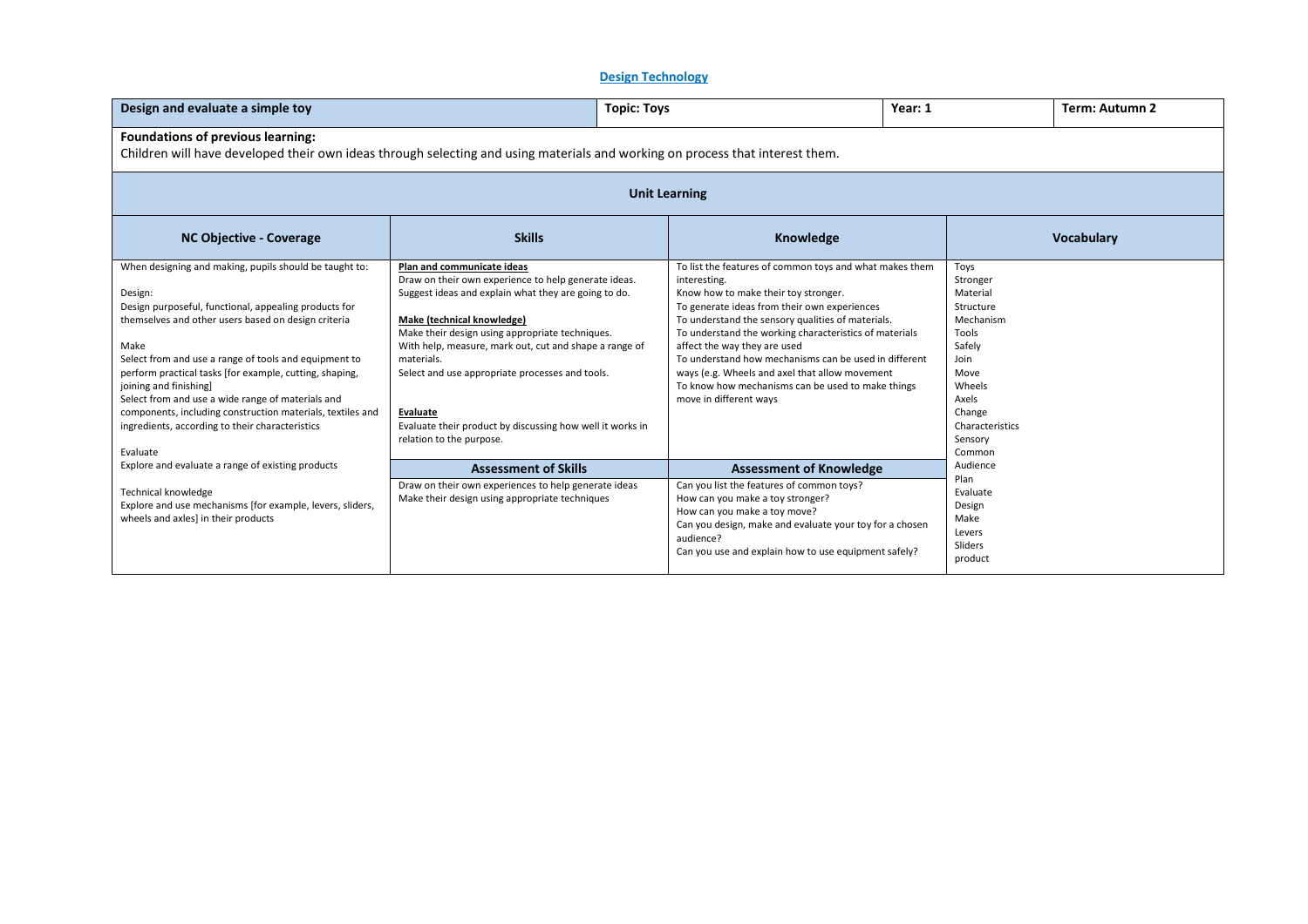## Design Technology

| Design and evaluate a simple toy | Topic: Toys | Year: 1 | Term: Autumn 2 |
|---|---|---|---|

**Foundations of previous learning:**
Children will have developed their own ideas through selecting and using materials and working on process that interest them.

### Unit Learning

| NC Objective - Coverage | Skills | Knowledge | Vocabulary |
|---|---|---|---|
| When designing and making, pupils should be taught to:<br><br>Design:<br>Design purposeful, functional, appealing products for themselves and other users based on design criteria<br><br>Make<br>Select from and use a range of tools and equipment to perform practical tasks [for example, cutting, shaping, joining and finishing]<br>Select from and use a wide range of materials and components, including construction materials, textiles and ingredients, according to their characteristics<br><br>Evaluate<br>Explore and evaluate a range of existing products<br><br>Technical knowledge<br>Explore and use mechanisms [for example, levers, sliders, wheels and axles] in their products | **Plan and communicate ideas**<br>Draw on their own experience to help generate ideas.<br>Suggest ideas and explain what they are going to do.<br><br>**Make (technical knowledge)**<br>Make their design using appropriate techniques.<br>With help, measure, mark out, cut and shape a range of materials.<br>Select and use appropriate processes and tools.<br><br>**Evaluate**<br>Evaluate their product by discussing how well it works in relation to the purpose.<br><br>**Assessment of Skills**<br>Draw on their own experiences to help generate ideas<br>Make their design using appropriate techniques | To list the features of common toys and what makes them interesting.<br>Know how to make their toy stronger.<br>To generate ideas from their own experiences<br>To understand the sensory qualities of materials.<br>To understand the working characteristics of materials affect the way they are used<br>To understand how mechanisms can be used in different ways (e.g. Wheels and axel that allow movement<br>To know how mechanisms can be used to make things move in different ways<br><br>**Assessment of Knowledge**<br>Can you list the features of common toys?<br>How can you make a toy stronger?<br>How can you make a toy move?<br>Can you design, make and evaluate your toy for a chosen audience?<br>Can you use and explain how to use equipment safely? | Toys<br>Stronger<br>Material<br>Structure<br>Mechanism<br>Tools<br>Safely<br>Join<br>Move<br>Wheels<br>Axels<br>Change<br>Characteristics<br>Sensory<br>Common<br>Audience<br>Plan<br>Evaluate<br>Design<br>Make<br>Levers<br>Sliders<br>product |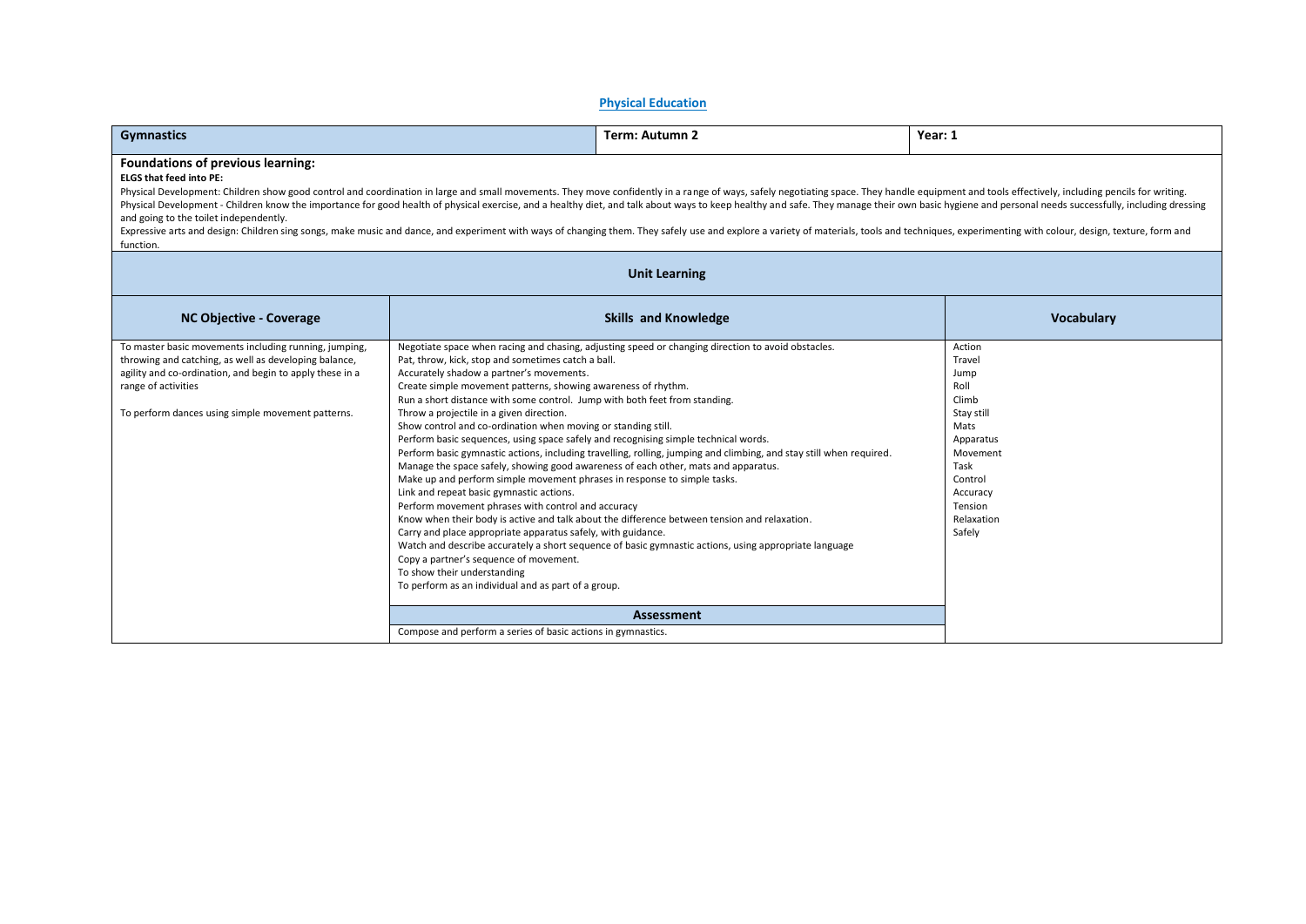## Physical Education

| Gymnastics | Term: Autumn 2 | Year: 1 |
|---|---|---|

### Foundations of previous learning:

**ELGS that feed into PE:**

Physical Development: Children show good control and coordination in large and small movements. They move confidently in a range of ways, safely negotiating space. They handle equipment and tools effectively, including pencils for writing.
Physical Development - Children know the importance for good health of physical exercise, and a healthy diet, and talk about ways to keep healthy and safe. They manage their own basic hygiene and personal needs successfully, including dressing and going to the toilet independently.
Expressive arts and design: Children sing songs, make music and dance, and experiment with ways of changing them. They safely use and explore a variety of materials, tools and techniques, experimenting with colour, design, texture, form and function.

### Unit Learning

| NC Objective - Coverage | Skills and Knowledge | Vocabulary |
|---|---|---|
| To master basic movements including running, jumping, throwing and catching, as well as developing balance, agility and co-ordination, and begin to apply these in a range of activities<br><br>To perform dances using simple movement patterns. | Negotiate space when racing and chasing, adjusting speed or changing direction to avoid obstacles.<br>Pat, throw, kick, stop and sometimes catch a ball.<br>Accurately shadow a partner's movements.<br>Create simple movement patterns, showing awareness of rhythm.<br>Run a short distance with some control. Jump with both feet from standing.<br>Throw a projectile in a given direction.<br>Show control and co-ordination when moving or standing still.<br>Perform basic sequences, using space safely and recognising simple technical words.<br>Perform basic gymnastic actions, including travelling, rolling, jumping and climbing, and stay still when required.<br>Manage the space safely, showing good awareness of each other, mats and apparatus.<br>Make up and perform simple movement phrases in response to simple tasks.<br>Link and repeat basic gymnastic actions.<br>Perform movement phrases with control and accuracy<br>Know when their body is active and talk about the difference between tension and relaxation.<br>Carry and place appropriate apparatus safely, with guidance.<br>Watch and describe accurately a short sequence of basic gymnastic actions, using appropriate language<br>Copy a partner's sequence of movement.<br>To show their understanding<br>To perform as an individual and as part of a group. | Action<br>Travel<br>Jump<br>Roll<br>Climb<br>Stay still<br>Mats<br>Apparatus<br>Movement<br>Task<br>Control<br>Accuracy<br>Tension<br>Relaxation<br>Safely |
| | **Assessment** | |
| | Compose and perform a series of basic actions in gymnastics. | |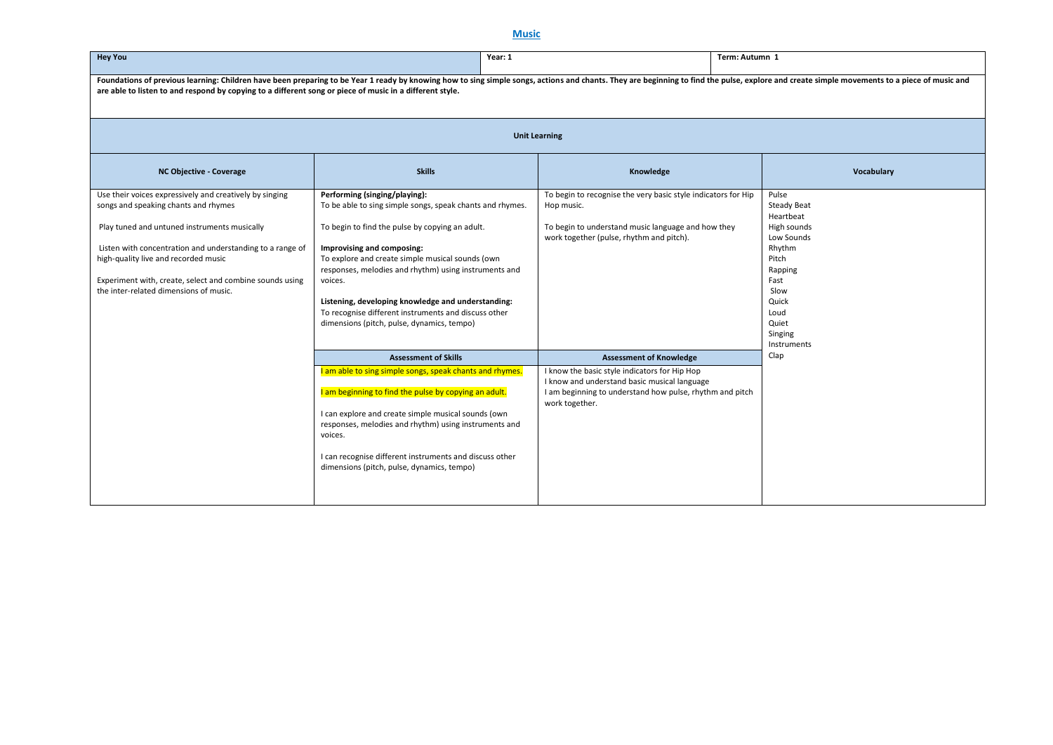## Music

| Hey You | Year: 1 | Term: Autumn 1 |
|---|---|---|

**Foundations of previous learning: Children have been preparing to be Year 1 ready by knowing how to sing simple songs, actions and chants. They are beginning to find the pulse, explore and create simple movements to a piece of music and are able to listen to and respond by copying to a different song or piece of music in a different style.**

**Unit Learning**

| NC Objective - Coverage | Skills | Knowledge | Vocabulary |
|---|---|---|---|
| Use their voices expressively and creatively by singing songs and speaking chants and rhymes<br><br>Play tuned and untuned instruments musically<br><br>Listen with concentration and understanding to a range of high-quality live and recorded music<br><br>Experiment with, create, select and combine sounds using the inter-related dimensions of music. | **Performing (singing/playing):**<br>To be able to sing simple songs, speak chants and rhymes.<br><br>To begin to find the pulse by copying an adult.<br><br>**Improvising and composing:**<br>To explore and create simple musical sounds (own responses, melodies and rhythm) using instruments and voices.<br><br>**Listening, developing knowledge and understanding:**<br>To recognise different instruments and discuss other dimensions (pitch, pulse, dynamics, tempo) | To begin to recognise the very basic style indicators for Hip Hop music.<br><br>To begin to understand music language and how they work together (pulse, rhythm and pitch). | Pulse<br>Steady Beat<br>Heartbeat<br>High sounds<br>Low Sounds<br>Rhythm<br>Pitch<br>Rapping<br>Fast<br>Slow<br>Quick<br>Loud<br>Quiet<br>Singing<br>Instruments<br>Clap |
| | **Assessment of Skills** | **Assessment of Knowledge** | |
| | I am able to sing simple songs, speak chants and rhymes.<br><br>I am beginning to find the pulse by copying an adult.<br><br>I can explore and create simple musical sounds (own responses, melodies and rhythm) using instruments and voices.<br><br>I can recognise different instruments and discuss other dimensions (pitch, pulse, dynamics, tempo) | I know the basic style indicators for Hip Hop<br>I know and understand basic musical language<br>I am beginning to understand how pulse, rhythm and pitch work together. | |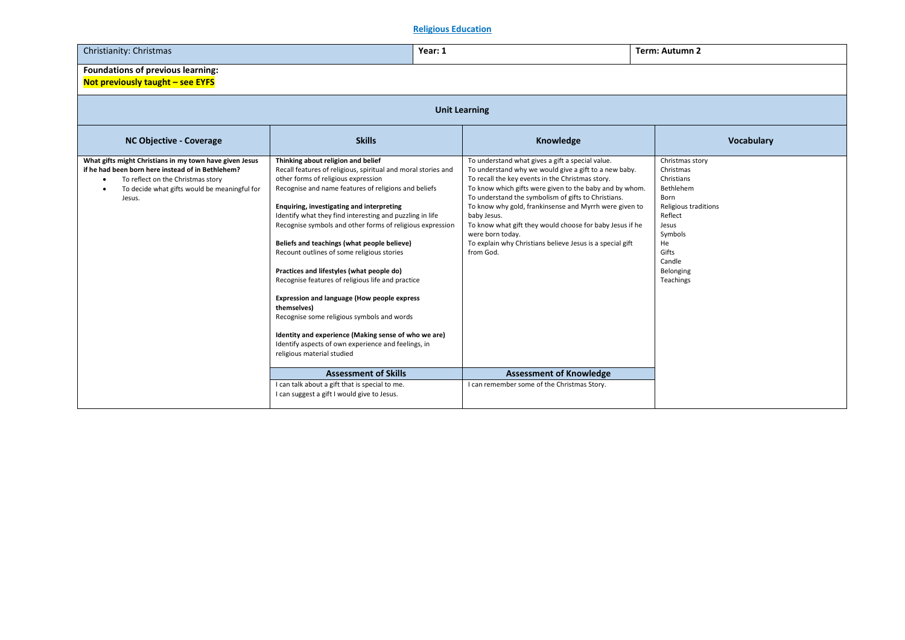## Religious Education

| Christianity: Christmas | Year: 1 | Term: Autumn 2 |
|---|---|---|

**Foundations of previous learning:**
**Not previously taught – see EYFS**

### Unit Learning

| NC Objective - Coverage | Skills | Knowledge | Vocabulary |
|---|---|---|---|
| **What gifts might Christians in my town have given Jesus if he had been born here instead of in Bethlehem?**<br>• To reflect on the Christmas story<br>• To decide what gifts would be meaningful for Jesus. | **Thinking about religion and belief**<br>Recall features of religious, spiritual and moral stories and other forms of religious expression<br>Recognise and name features of religions and beliefs<br><br>**Enquiring, investigating and interpreting**<br>Identify what they find interesting and puzzling in life<br>Recognise symbols and other forms of religious expression<br><br>**Beliefs and teachings (what people believe)**<br>Recount outlines of some religious stories<br><br>**Practices and lifestyles (what people do)**<br>Recognise features of religious life and practice<br><br>**Expression and language (How people express themselves)**<br>Recognise some religious symbols and words<br><br>**Identity and experience (Making sense of who we are)**<br>Identify aspects of own experience and feelings, in religious material studied | To understand what gives a gift a special value.<br>To understand why we would give a gift to a new baby.<br>To recall the key events in the Christmas story.<br>To know which gifts were given to the baby and by whom.<br>To understand the symbolism of gifts to Christians.<br>To know why gold, frankinsense and Myrrh were given to baby Jesus.<br>To know what gift they would choose for baby Jesus if he were born today.<br>To explain why Christians believe Jesus is a special gift from God. | Christmas story<br>Christmas<br>Christians<br>Bethlehem<br>Born<br>Religious traditions<br>Reflect<br>Jesus<br>Symbols<br>He<br>Gifts<br>Candle<br>Belonging<br>Teachings |
| | **Assessment of Skills** | **Assessment of Knowledge** | |
| | I can talk about a gift that is special to me.<br>I can suggest a gift I would give to Jesus. | I can remember some of the Christmas Story. | |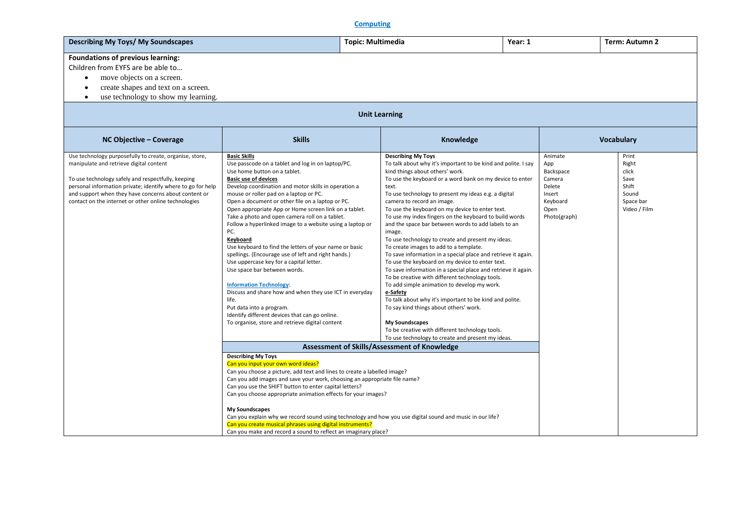**Computing**

| Describing My Toys/ My Soundscapes | Topic: Multimedia | Year: 1 | Term: Autumn 2 |
|---|---|---|---|

**Foundations of previous learning:**

Children from EYFS are be able to…

- move objects on a screen.
- create shapes and text on a screen.
- use technology to show my learning.

## Unit Learning

| NC Objective – Coverage | Skills | Knowledge | Vocabulary | |
|---|---|---|---|---|
| Use technology purposefully to create, organise, store, manipulate and retrieve digital content<br><br>To use technology safely and respectfully, keeping personal information private; identify where to go for help and support when they have concerns about content or contact on the internet or other online technologies | **Basic Skills**<br>Use passcode on a tablet and log in on laptop/PC.<br>Use home button on a tablet.<br>**Basic use of devices**<br>Develop coordination and motor skills in operation a mouse or roller pad on a laptop or PC.<br>Open a document or other file on a laptop or PC.<br>Open appropriate App or Home screen link on a tablet.<br>Take a photo and open camera roll on a tablet.<br>Follow a hyperlinked image to a website using a laptop or PC.<br>**Keyboard**<br>Use keyboard to find the letters of your name or basic spellings. (Encourage use of left and right hands.)<br>Use uppercase key for a capital letter.<br>Use space bar between words.<br><br>**Information Technology:**<br>Discuss and share how and when they use ICT in everyday life.<br>Put data into a program.<br>Identify different devices that can go online.<br>To organise, store and retrieve digital content | **Describing My Toys**<br>To talk about why it's important to be kind and polite. I say kind things about others' work.<br>To use the keyboard or a word bank on my device to enter text.<br>To use technology to present my ideas e.g. a digital camera to record an image.<br>To use the keyboard on my device to enter text.<br>To use my index fingers on the keyboard to build words and the space bar between words to add labels to an image.<br>To use technology to create and present my ideas.<br>To create images to add to a template.<br>To save information in a special place and retrieve it again.<br>To use the keyboard on my device to enter text.<br>To save information in a special place and retrieve it again.<br>To be creative with different technology tools.<br>To add simple animation to develop my work.<br>**e-Safety**<br>To talk about why it's important to be kind and polite.<br>To say kind things about others' work.<br><br>**My Soundscapes**<br>To be creative with different technology tools.<br>To use technology to create and present my ideas. | Animate<br>App<br>Backspace<br>Camera<br>Delete<br>Insert<br>Keyboard<br>Open<br>Photo(graph) | Print<br>Right<br>click<br>Save<br>Shift<br>Sound<br>Space bar<br>Video / Film |
| | **Assessment of Skills/Assessment of Knowledge** | | | |
| | **Describing My Toys**<br>Can you input your own word ideas?<br>Can you choose a picture, add text and lines to create a labelled image?<br>Can you add images and save your work, choosing an appropriate file name?<br>Can you use the SHIFT button to enter capital letters?<br>Can you choose appropriate animation effects for your images?<br><br>**My Soundscapes**<br>Can you explain why we record sound using technology and how you use digital sound and music in our life?<br>Can you create musical phrases using digital instruments?<br>Can you make and record a sound to reflect an imaginary place? | | | |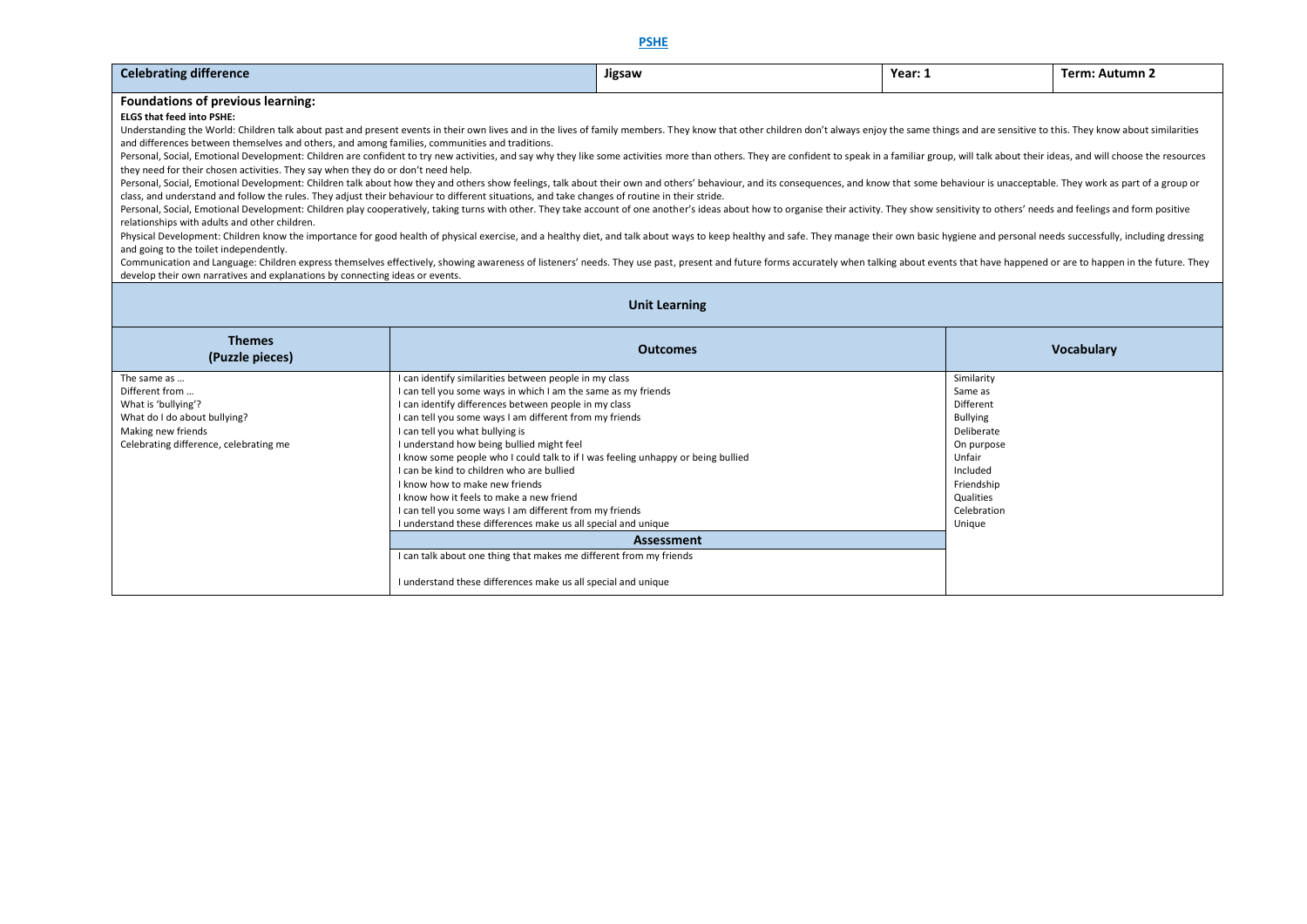**PSHE**

| Celebrating difference | Jigsaw | Year: 1 | Term: Autumn 2 |
|---|---|---|---|

**Foundations of previous learning:**

**ELGS that feed into PSHE:**

Understanding the World: Children talk about past and present events in their own lives and in the lives of family members. They know that other children don't always enjoy the same things and are sensitive to this. They know about similarities and differences between themselves and others, and among families, communities and traditions.

Personal, Social, Emotional Development: Children are confident to try new activities, and say why they like some activities more than others. They are confident to speak in a familiar group, will talk about their ideas, and will choose the resources they need for their chosen activities. They say when they do or don't need help.

Personal, Social, Emotional Development: Children talk about how they and others show feelings, talk about their own and others' behaviour, and its consequences, and know that some behaviour is unacceptable. They work as part of a group or class, and understand and follow the rules. They adjust their behaviour to different situations, and take changes of routine in their stride.

Personal, Social, Emotional Development: Children play cooperatively, taking turns with other. They take account of one another's ideas about how to organise their activity. They show sensitivity to others' needs and feelings and form positive relationships with adults and other children.

Physical Development: Children know the importance for good health of physical exercise, and a healthy diet, and talk about ways to keep healthy and safe. They manage their own basic hygiene and personal needs successfully, including dressing and going to the toilet independently.

Communication and Language: Children express themselves effectively, showing awareness of listeners' needs. They use past, present and future forms accurately when talking about events that have happened or are to happen in the future. They develop their own narratives and explanations by connecting ideas or events.

## Unit Learning

| Themes (Puzzle pieces) | Outcomes | Vocabulary |
|---|---|---|
| The same as …<br>Different from …<br>What is 'bullying'?<br>What do I do about bullying?<br>Making new friends<br>Celebrating difference, celebrating me | I can identify similarities between people in my class<br>I can tell you some ways in which I am the same as my friends<br>I can identify differences between people in my class<br>I can tell you some ways I am different from my friends<br>I can tell you what bullying is<br>I understand how being bullied might feel<br>I know some people who I could talk to if I was feeling unhappy or being bullied<br>I can be kind to children who are bullied<br>I know how to make new friends<br>I know how it feels to make a new friend<br>I can tell you some ways I am different from my friends<br>I understand these differences make us all special and unique | Similarity<br>Same as<br>Different<br>Bullying<br>Deliberate<br>On purpose<br>Unfair<br>Included<br>Friendship<br>Qualities<br>Celebration<br>Unique |
| | **Assessment** | |
| | I can talk about one thing that makes me different from my friends<br><br>I understand these differences make us all special and unique | |